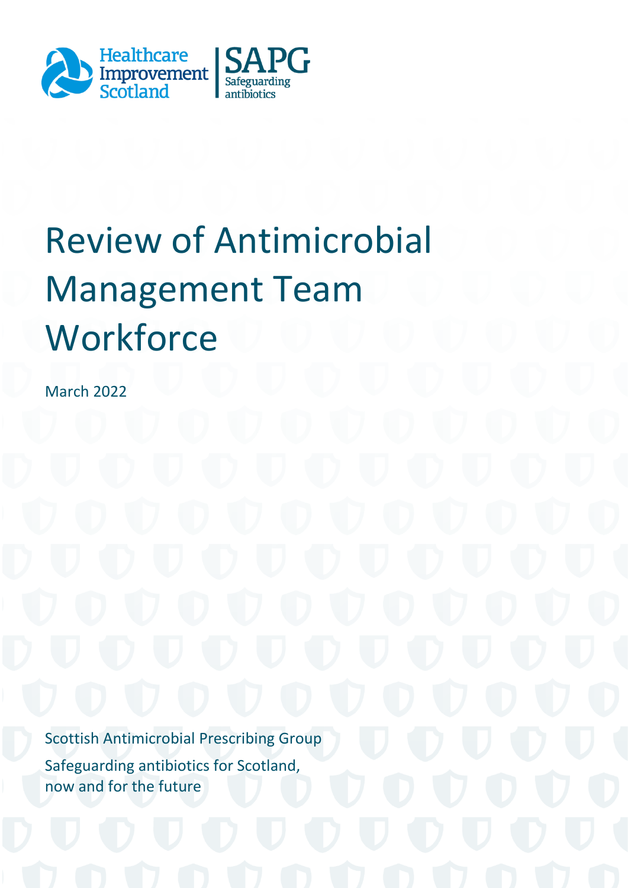Healthcare Improvement Scotland | SAPG Safeguarding antibiotics

# Review of Antimicrobial Management Team Workforce

March 2022

Scottish Antimicrobial Prescribing Group

Safeguarding antibiotics for Scotland, now and for the future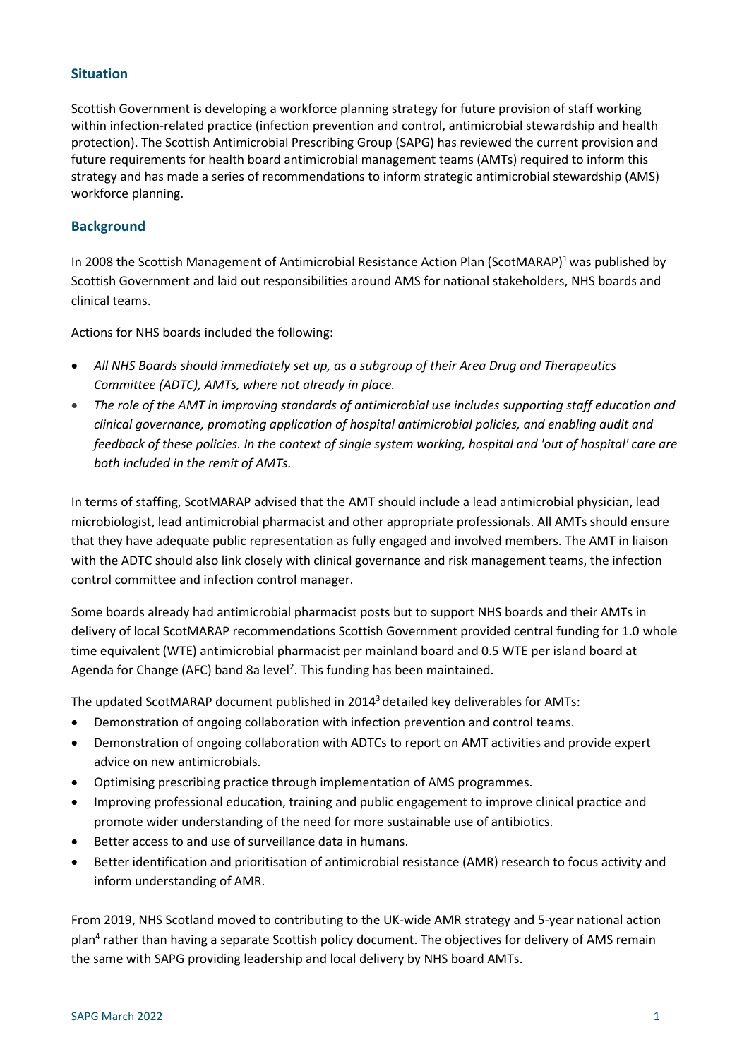## Situation

Scottish Government is developing a workforce planning strategy for future provision of staff working within infection-related practice (infection prevention and control, antimicrobial stewardship and health protection). The Scottish Antimicrobial Prescribing Group (SAPG) has reviewed the current provision and future requirements for health board antimicrobial management teams (AMTs) required to inform this strategy and has made a series of recommendations to inform strategic antimicrobial stewardship (AMS) workforce planning.

## Background

In 2008 the Scottish Management of Antimicrobial Resistance Action Plan (ScotMARAP)[1] was published by Scottish Government and laid out responsibilities around AMS for national stakeholders, NHS boards and clinical teams.

Actions for NHS boards included the following:

- *All NHS Boards should immediately set up, as a subgroup of their Area Drug and Therapeutics Committee (ADTC), AMTs, where not already in place.*
- *The role of the AMT in improving standards of antimicrobial use includes supporting staff education and clinical governance, promoting application of hospital antimicrobial policies, and enabling audit and feedback of these policies. In the context of single system working, hospital and 'out of hospital' care are both included in the remit of AMTs.*

In terms of staffing, ScotMARAP advised that the AMT should include a lead antimicrobial physician, lead microbiologist, lead antimicrobial pharmacist and other appropriate professionals. All AMTs should ensure that they have adequate public representation as fully engaged and involved members. The AMT in liaison with the ADTC should also link closely with clinical governance and risk management teams, the infection control committee and infection control manager.

Some boards already had antimicrobial pharmacist posts but to support NHS boards and their AMTs in delivery of local ScotMARAP recommendations Scottish Government provided central funding for 1.0 whole time equivalent (WTE) antimicrobial pharmacist per mainland board and 0.5 WTE per island board at Agenda for Change (AFC) band 8a level[2]. This funding has been maintained.

The updated ScotMARAP document published in 2014[3] detailed key deliverables for AMTs:

- Demonstration of ongoing collaboration with infection prevention and control teams.
- Demonstration of ongoing collaboration with ADTCs to report on AMT activities and provide expert advice on new antimicrobials.
- Optimising prescribing practice through implementation of AMS programmes.
- Improving professional education, training and public engagement to improve clinical practice and promote wider understanding of the need for more sustainable use of antibiotics.
- Better access to and use of surveillance data in humans.
- Better identification and prioritisation of antimicrobial resistance (AMR) research to focus activity and inform understanding of AMR.

From 2019, NHS Scotland moved to contributing to the UK-wide AMR strategy and 5-year national action plan[4] rather than having a separate Scottish policy document. The objectives for delivery of AMS remain the same with SAPG providing leadership and local delivery by NHS board AMTs.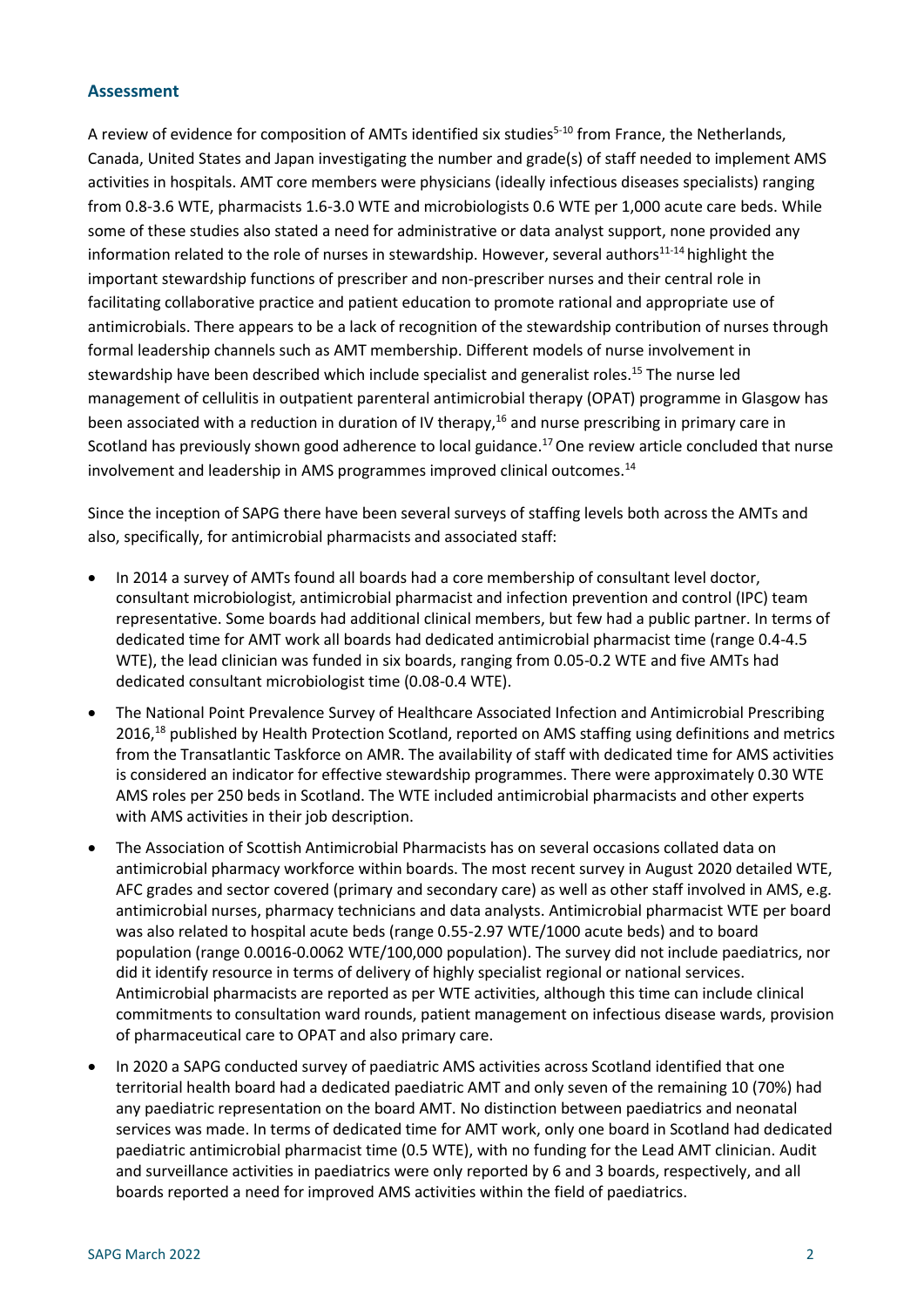### Assessment

A review of evidence for composition of AMTs identified six studies[5-10] from France, the Netherlands, Canada, United States and Japan investigating the number and grade(s) of staff needed to implement AMS activities in hospitals. AMT core members were physicians (ideally infectious diseases specialists) ranging from 0.8-3.6 WTE, pharmacists 1.6-3.0 WTE and microbiologists 0.6 WTE per 1,000 acute care beds. While some of these studies also stated a need for administrative or data analyst support, none provided any information related to the role of nurses in stewardship. However, several authors[11-14] highlight the important stewardship functions of prescriber and non-prescriber nurses and their central role in facilitating collaborative practice and patient education to promote rational and appropriate use of antimicrobials. There appears to be a lack of recognition of the stewardship contribution of nurses through formal leadership channels such as AMT membership. Different models of nurse involvement in stewardship have been described which include specialist and generalist roles.[15] The nurse led management of cellulitis in outpatient parenteral antimicrobial therapy (OPAT) programme in Glasgow has been associated with a reduction in duration of IV therapy,[16] and nurse prescribing in primary care in Scotland has previously shown good adherence to local guidance.[17] One review article concluded that nurse involvement and leadership in AMS programmes improved clinical outcomes.[14]

Since the inception of SAPG there have been several surveys of staffing levels both across the AMTs and also, specifically, for antimicrobial pharmacists and associated staff:

- In 2014 a survey of AMTs found all boards had a core membership of consultant level doctor, consultant microbiologist, antimicrobial pharmacist and infection prevention and control (IPC) team representative. Some boards had additional clinical members, but few had a public partner. In terms of dedicated time for AMT work all boards had dedicated antimicrobial pharmacist time (range 0.4-4.5 WTE), the lead clinician was funded in six boards, ranging from 0.05-0.2 WTE and five AMTs had dedicated consultant microbiologist time (0.08-0.4 WTE).
- The National Point Prevalence Survey of Healthcare Associated Infection and Antimicrobial Prescribing 2016,[18] published by Health Protection Scotland, reported on AMS staffing using definitions and metrics from the Transatlantic Taskforce on AMR. The availability of staff with dedicated time for AMS activities is considered an indicator for effective stewardship programmes. There were approximately 0.30 WTE AMS roles per 250 beds in Scotland. The WTE included antimicrobial pharmacists and other experts with AMS activities in their job description.
- The Association of Scottish Antimicrobial Pharmacists has on several occasions collated data on antimicrobial pharmacy workforce within boards. The most recent survey in August 2020 detailed WTE, AFC grades and sector covered (primary and secondary care) as well as other staff involved in AMS, e.g. antimicrobial nurses, pharmacy technicians and data analysts. Antimicrobial pharmacist WTE per board was also related to hospital acute beds (range 0.55-2.97 WTE/1000 acute beds) and to board population (range 0.0016-0.0062 WTE/100,000 population). The survey did not include paediatrics, nor did it identify resource in terms of delivery of highly specialist regional or national services. Antimicrobial pharmacists are reported as per WTE activities, although this time can include clinical commitments to consultation ward rounds, patient management on infectious disease wards, provision of pharmaceutical care to OPAT and also primary care.
- In 2020 a SAPG conducted survey of paediatric AMS activities across Scotland identified that one territorial health board had a dedicated paediatric AMT and only seven of the remaining 10 (70%) had any paediatric representation on the board AMT. No distinction between paediatrics and neonatal services was made. In terms of dedicated time for AMT work, only one board in Scotland had dedicated paediatric antimicrobial pharmacist time (0.5 WTE), with no funding for the Lead AMT clinician. Audit and surveillance activities in paediatrics were only reported by 6 and 3 boards, respectively, and all boards reported a need for improved AMS activities within the field of paediatrics.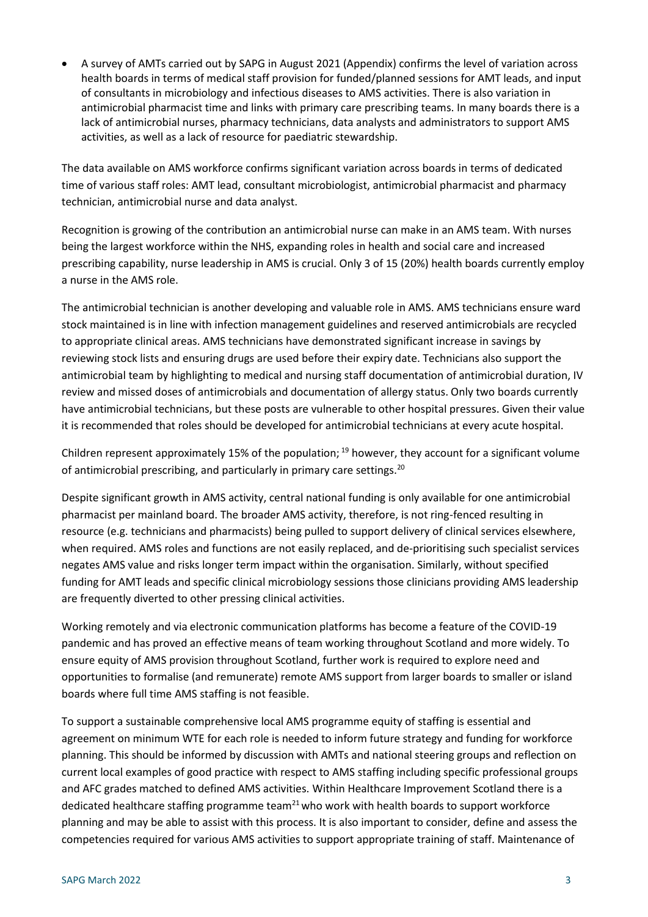- A survey of AMTs carried out by SAPG in August 2021 (Appendix) confirms the level of variation across health boards in terms of medical staff provision for funded/planned sessions for AMT leads, and input of consultants in microbiology and infectious diseases to AMS activities. There is also variation in antimicrobial pharmacist time and links with primary care prescribing teams. In many boards there is a lack of antimicrobial nurses, pharmacy technicians, data analysts and administrators to support AMS activities, as well as a lack of resource for paediatric stewardship.

The data available on AMS workforce confirms significant variation across boards in terms of dedicated time of various staff roles: AMT lead, consultant microbiologist, antimicrobial pharmacist and pharmacy technician, antimicrobial nurse and data analyst.

Recognition is growing of the contribution an antimicrobial nurse can make in an AMS team. With nurses being the largest workforce within the NHS, expanding roles in health and social care and increased prescribing capability, nurse leadership in AMS is crucial. Only 3 of 15 (20%) health boards currently employ a nurse in the AMS role.

The antimicrobial technician is another developing and valuable role in AMS. AMS technicians ensure ward stock maintained is in line with infection management guidelines and reserved antimicrobials are recycled to appropriate clinical areas. AMS technicians have demonstrated significant increase in savings by reviewing stock lists and ensuring drugs are used before their expiry date. Technicians also support the antimicrobial team by highlighting to medical and nursing staff documentation of antimicrobial duration, IV review and missed doses of antimicrobials and documentation of allergy status. Only two boards currently have antimicrobial technicians, but these posts are vulnerable to other hospital pressures. Given their value it is recommended that roles should be developed for antimicrobial technicians at every acute hospital.

Children represent approximately 15% of the population; [19] however, they account for a significant volume of antimicrobial prescribing, and particularly in primary care settings.[20]

Despite significant growth in AMS activity, central national funding is only available for one antimicrobial pharmacist per mainland board. The broader AMS activity, therefore, is not ring-fenced resulting in resource (e.g. technicians and pharmacists) being pulled to support delivery of clinical services elsewhere, when required. AMS roles and functions are not easily replaced, and de-prioritising such specialist services negates AMS value and risks longer term impact within the organisation. Similarly, without specified funding for AMT leads and specific clinical microbiology sessions those clinicians providing AMS leadership are frequently diverted to other pressing clinical activities.

Working remotely and via electronic communication platforms has become a feature of the COVID-19 pandemic and has proved an effective means of team working throughout Scotland and more widely. To ensure equity of AMS provision throughout Scotland, further work is required to explore need and opportunities to formalise (and remunerate) remote AMS support from larger boards to smaller or island boards where full time AMS staffing is not feasible.

To support a sustainable comprehensive local AMS programme equity of staffing is essential and agreement on minimum WTE for each role is needed to inform future strategy and funding for workforce planning. This should be informed by discussion with AMTs and national steering groups and reflection on current local examples of good practice with respect to AMS staffing including specific professional groups and AFC grades matched to defined AMS activities. Within Healthcare Improvement Scotland there is a dedicated healthcare staffing programme team[21] who work with health boards to support workforce planning and may be able to assist with this process. It is also important to consider, define and assess the competencies required for various AMS activities to support appropriate training of staff. Maintenance of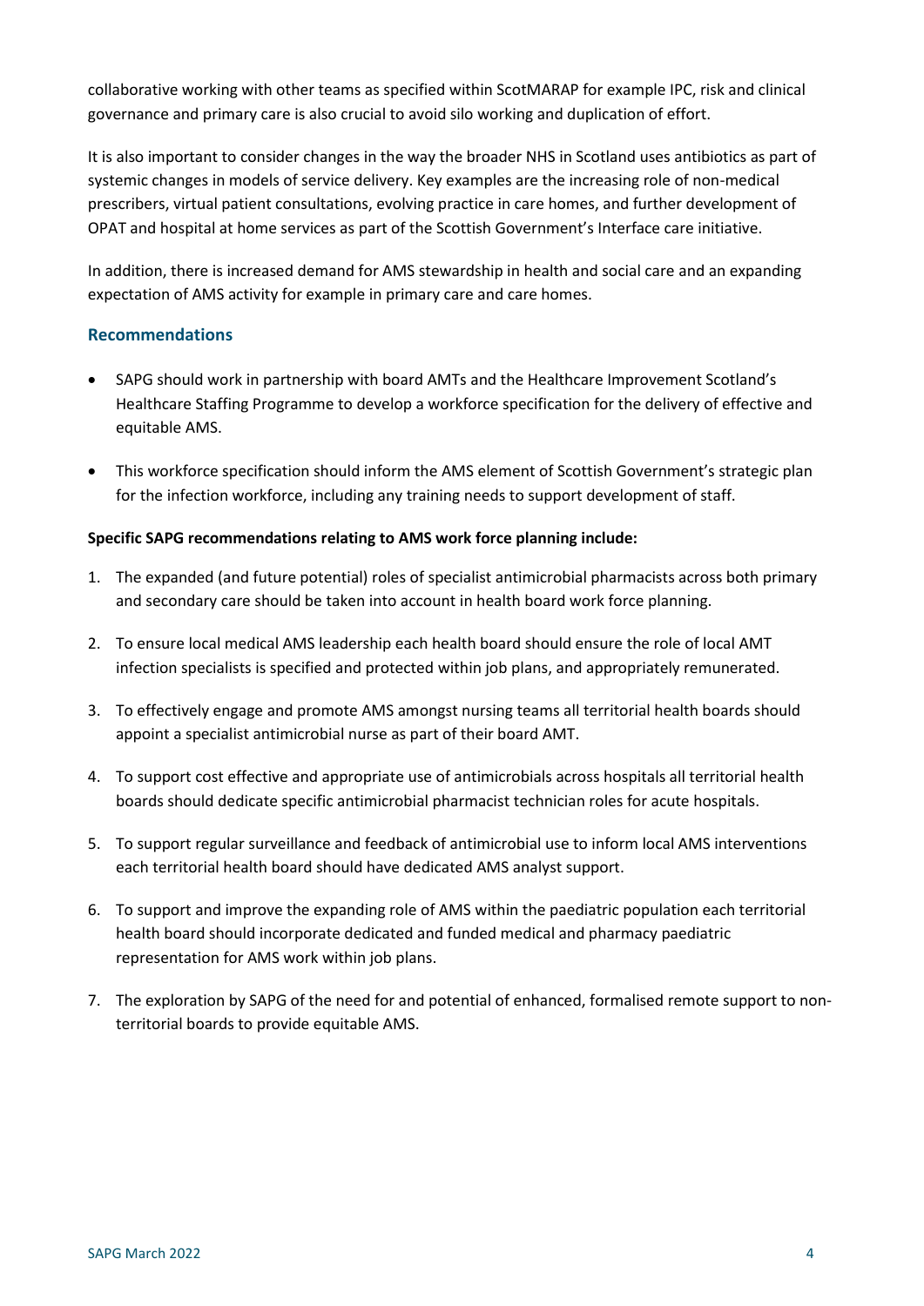collaborative working with other teams as specified within ScotMARAP for example IPC, risk and clinical governance and primary care is also crucial to avoid silo working and duplication of effort.

It is also important to consider changes in the way the broader NHS in Scotland uses antibiotics as part of systemic changes in models of service delivery. Key examples are the increasing role of non-medical prescribers, virtual patient consultations, evolving practice in care homes, and further development of OPAT and hospital at home services as part of the Scottish Government's Interface care initiative.

In addition, there is increased demand for AMS stewardship in health and social care and an expanding expectation of AMS activity for example in primary care and care homes.

### Recommendations

- SAPG should work in partnership with board AMTs and the Healthcare Improvement Scotland's Healthcare Staffing Programme to develop a workforce specification for the delivery of effective and equitable AMS.
- This workforce specification should inform the AMS element of Scottish Government's strategic plan for the infection workforce, including any training needs to support development of staff.

**Specific SAPG recommendations relating to AMS work force planning include:**

1. The expanded (and future potential) roles of specialist antimicrobial pharmacists across both primary and secondary care should be taken into account in health board work force planning.
2. To ensure local medical AMS leadership each health board should ensure the role of local AMT infection specialists is specified and protected within job plans, and appropriately remunerated.
3. To effectively engage and promote AMS amongst nursing teams all territorial health boards should appoint a specialist antimicrobial nurse as part of their board AMT.
4. To support cost effective and appropriate use of antimicrobials across hospitals all territorial health boards should dedicate specific antimicrobial pharmacist technician roles for acute hospitals.
5. To support regular surveillance and feedback of antimicrobial use to inform local AMS interventions each territorial health board should have dedicated AMS analyst support.
6. To support and improve the expanding role of AMS within the paediatric population each territorial health board should incorporate dedicated and funded medical and pharmacy paediatric representation for AMS work within job plans.
7. The exploration by SAPG of the need for and potential of enhanced, formalised remote support to non-territorial boards to provide equitable AMS.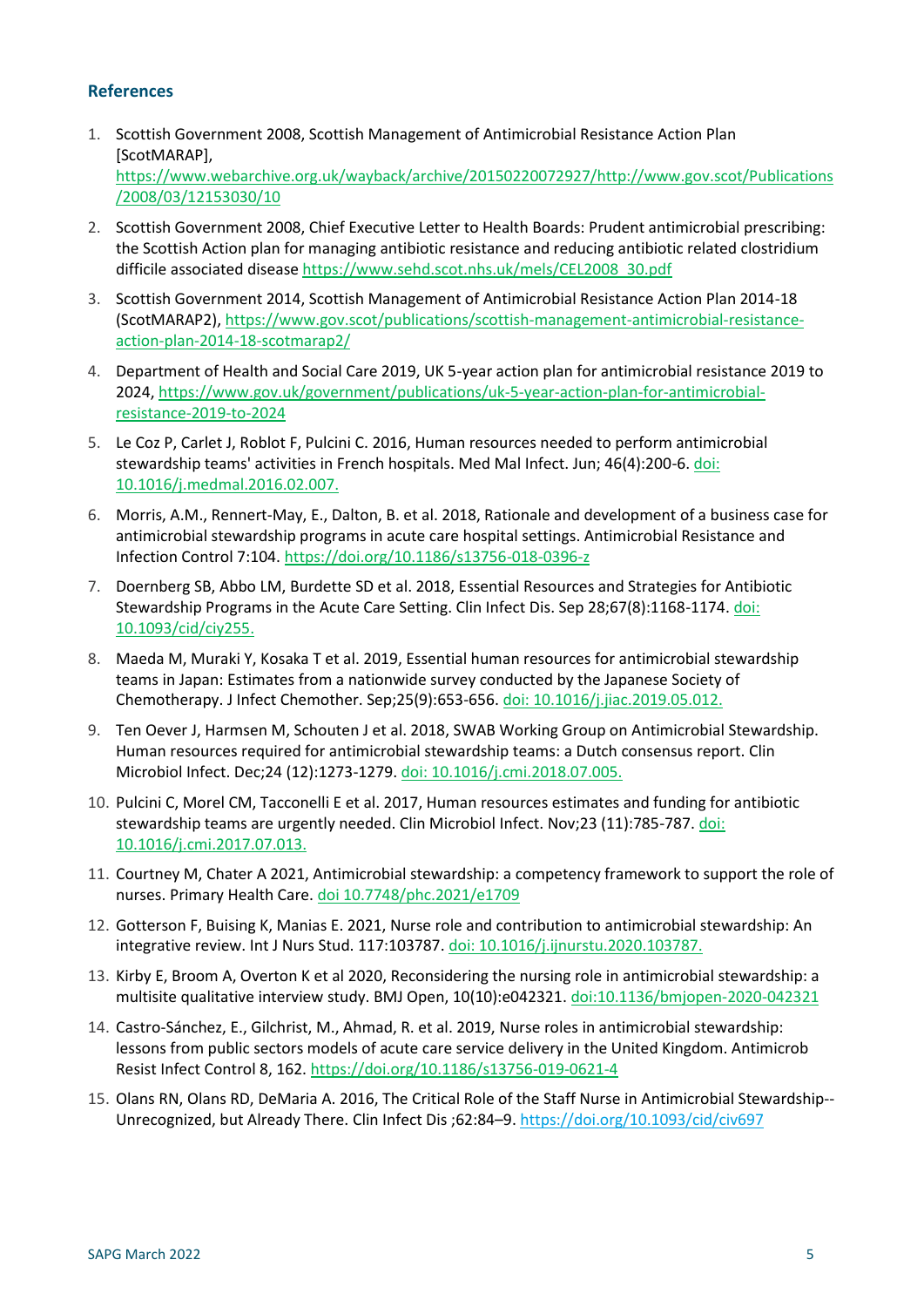## References

1. Scottish Government 2008, Scottish Management of Antimicrobial Resistance Action Plan [ScotMARAP], https://www.webarchive.org.uk/wayback/archive/20150220072927/http://www.gov.scot/Publications/2008/03/12153030/10
2. Scottish Government 2008, Chief Executive Letter to Health Boards: Prudent antimicrobial prescribing: the Scottish Action plan for managing antibiotic resistance and reducing antibiotic related clostridium difficile associated disease https://www.sehd.scot.nhs.uk/mels/CEL2008_30.pdf
3. Scottish Government 2014, Scottish Management of Antimicrobial Resistance Action Plan 2014-18 (ScotMARAP2), https://www.gov.scot/publications/scottish-management-antimicrobial-resistance-action-plan-2014-18-scotmarap2/
4. Department of Health and Social Care 2019, UK 5-year action plan for antimicrobial resistance 2019 to 2024, https://www.gov.uk/government/publications/uk-5-year-action-plan-for-antimicrobial-resistance-2019-to-2024
5. Le Coz P, Carlet J, Roblot F, Pulcini C. 2016, Human resources needed to perform antimicrobial stewardship teams' activities in French hospitals. Med Mal Infect. Jun; 46(4):200-6. doi: 10.1016/j.medmal.2016.02.007.
6. Morris, A.M., Rennert-May, E., Dalton, B. et al. 2018, Rationale and development of a business case for antimicrobial stewardship programs in acute care hospital settings. Antimicrobial Resistance and Infection Control 7:104. https://doi.org/10.1186/s13756-018-0396-z
7. Doernberg SB, Abbo LM, Burdette SD et al. 2018, Essential Resources and Strategies for Antibiotic Stewardship Programs in the Acute Care Setting. Clin Infect Dis. Sep 28;67(8):1168-1174. doi: 10.1093/cid/ciy255.
8. Maeda M, Muraki Y, Kosaka T et al. 2019, Essential human resources for antimicrobial stewardship teams in Japan: Estimates from a nationwide survey conducted by the Japanese Society of Chemotherapy. J Infect Chemother. Sep;25(9):653-656. doi: 10.1016/j.jiac.2019.05.012.
9. Ten Oever J, Harmsen M, Schouten J et al. 2018, SWAB Working Group on Antimicrobial Stewardship. Human resources required for antimicrobial stewardship teams: a Dutch consensus report. Clin Microbiol Infect. Dec;24 (12):1273-1279. doi: 10.1016/j.cmi.2018.07.005.
10. Pulcini C, Morel CM, Tacconelli E et al. 2017, Human resources estimates and funding for antibiotic stewardship teams are urgently needed. Clin Microbiol Infect. Nov;23 (11):785-787. doi: 10.1016/j.cmi.2017.07.013.
11. Courtney M, Chater A 2021, Antimicrobial stewardship: a competency framework to support the role of nurses. Primary Health Care. doi 10.7748/phc.2021/e1709
12. Gotterson F, Buising K, Manias E. 2021, Nurse role and contribution to antimicrobial stewardship: An integrative review. Int J Nurs Stud. 117:103787. doi: 10.1016/j.ijnurstu.2020.103787.
13. Kirby E, Broom A, Overton K et al 2020, Reconsidering the nursing role in antimicrobial stewardship: a multisite qualitative interview study. BMJ Open, 10(10):e042321. doi:10.1136/bmjopen-2020-042321
14. Castro-Sánchez, E., Gilchrist, M., Ahmad, R. et al. 2019, Nurse roles in antimicrobial stewardship: lessons from public sectors models of acute care service delivery in the United Kingdom. Antimicrob Resist Infect Control 8, 162. https://doi.org/10.1186/s13756-019-0621-4
15. Olans RN, Olans RD, DeMaria A. 2016, The Critical Role of the Staff Nurse in Antimicrobial Stewardship--Unrecognized, but Already There. Clin Infect Dis ;62:84–9. https://doi.org/10.1093/cid/civ697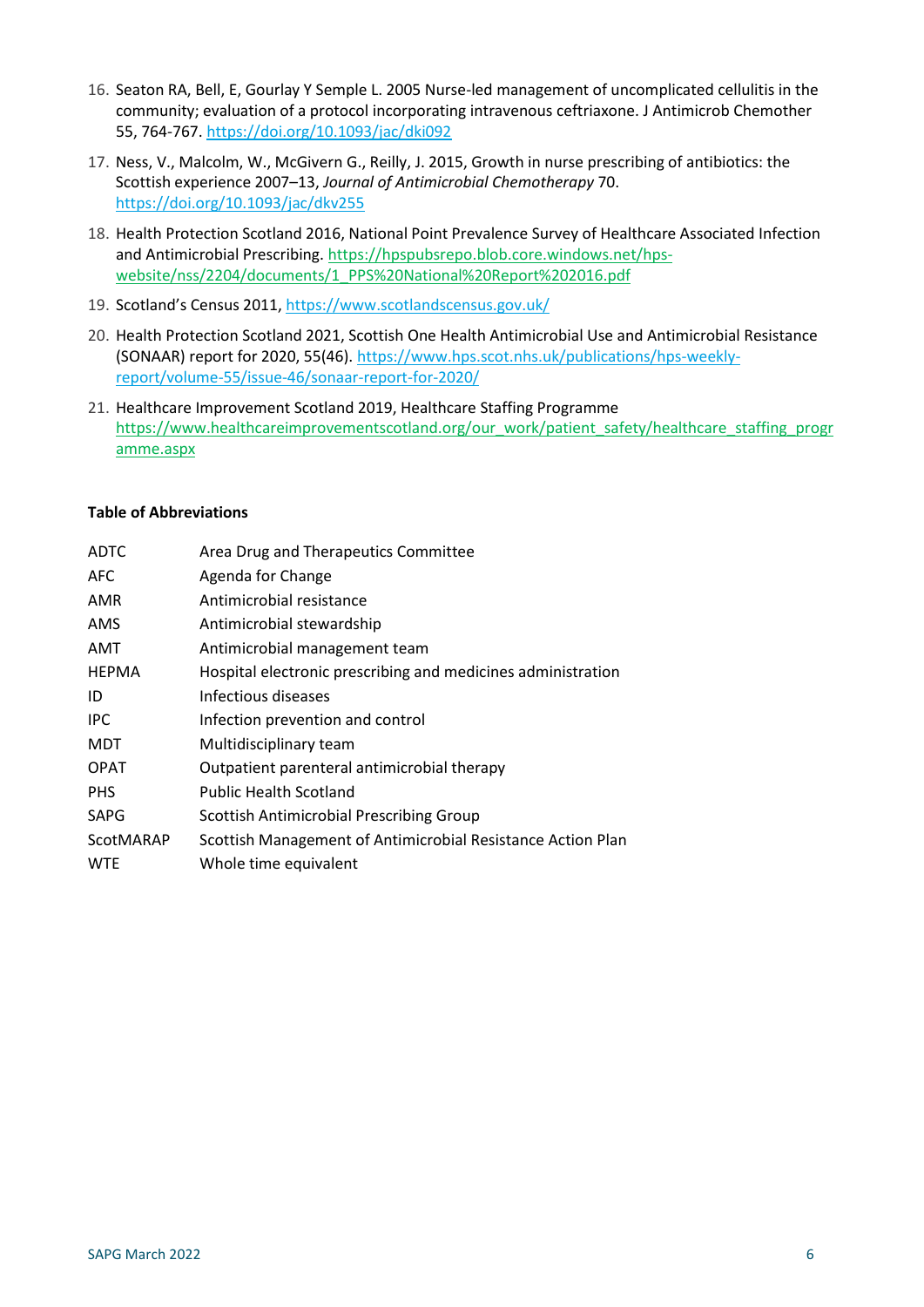16. Seaton RA, Bell, E, Gourlay Y Semple L. 2005 Nurse-led management of uncomplicated cellulitis in the community; evaluation of a protocol incorporating intravenous ceftriaxone. J Antimicrob Chemother 55, 764-767. https://doi.org/10.1093/jac/dki092
17. Ness, V., Malcolm, W., McGivern G., Reilly, J. 2015, Growth in nurse prescribing of antibiotics: the Scottish experience 2007–13, *Journal of Antimicrobial Chemotherapy* 70. https://doi.org/10.1093/jac/dkv255
18. Health Protection Scotland 2016, National Point Prevalence Survey of Healthcare Associated Infection and Antimicrobial Prescribing. https://hpspubsrepo.blob.core.windows.net/hps-website/nss/2204/documents/1_PPS%20National%20Report%202016.pdf
19. Scotland's Census 2011, https://www.scotlandscensus.gov.uk/
20. Health Protection Scotland 2021, Scottish One Health Antimicrobial Use and Antimicrobial Resistance (SONAAR) report for 2020, 55(46). https://www.hps.scot.nhs.uk/publications/hps-weekly-report/volume-55/issue-46/sonaar-report-for-2020/
21. Healthcare Improvement Scotland 2019, Healthcare Staffing Programme https://www.healthcareimprovementscotland.org/our_work/patient_safety/healthcare_staffing_programme.aspx

**Table of Abbreviations**

| | |
|---|---|
| ADTC | Area Drug and Therapeutics Committee |
| AFC | Agenda for Change |
| AMR | Antimicrobial resistance |
| AMS | Antimicrobial stewardship |
| AMT | Antimicrobial management team |
| HEPMA | Hospital electronic prescribing and medicines administration |
| ID | Infectious diseases |
| IPC | Infection prevention and control |
| MDT | Multidisciplinary team |
| OPAT | Outpatient parenteral antimicrobial therapy |
| PHS | Public Health Scotland |
| SAPG | Scottish Antimicrobial Prescribing Group |
| ScotMARAP | Scottish Management of Antimicrobial Resistance Action Plan |
| WTE | Whole time equivalent |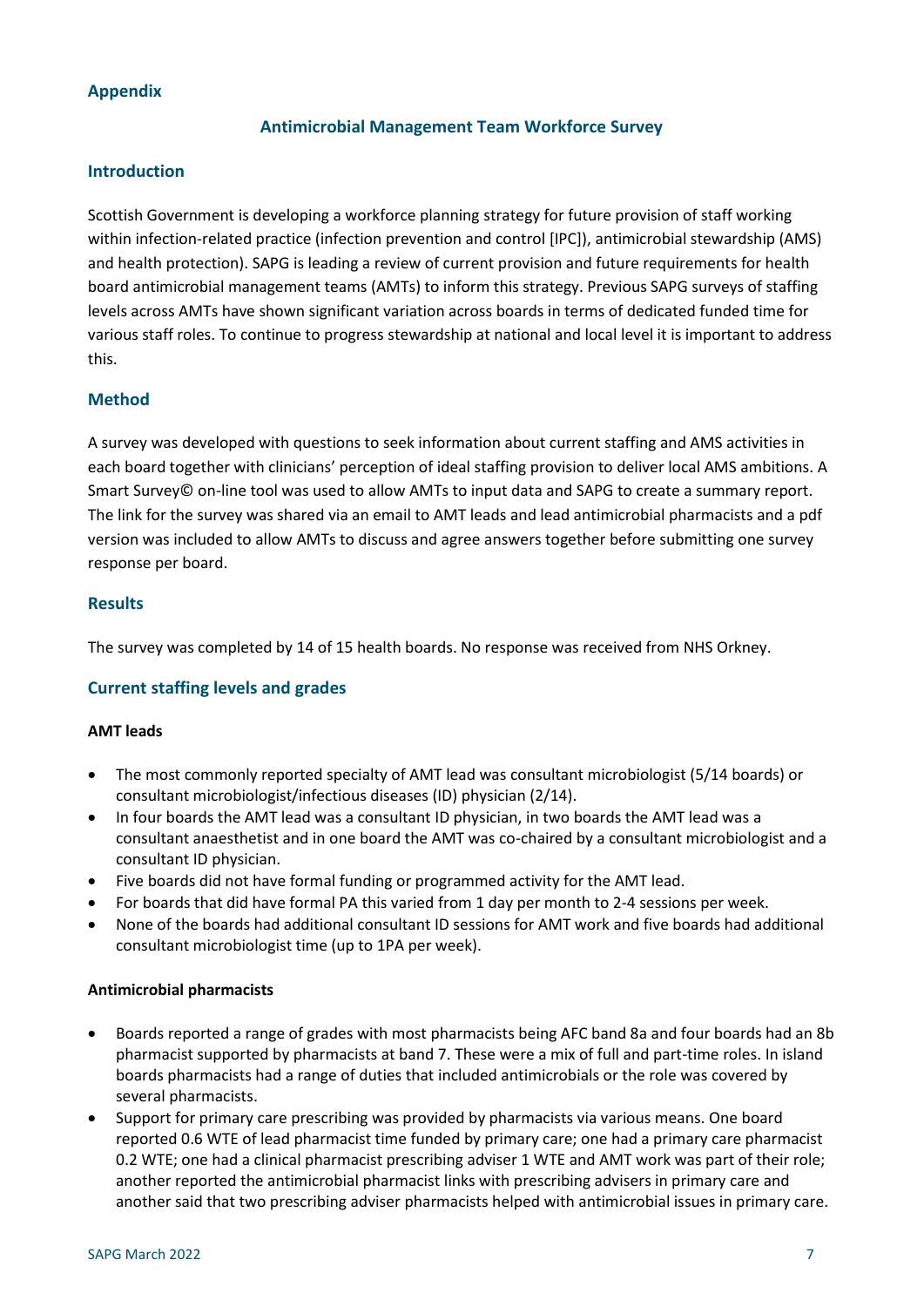## Appendix

### Antimicrobial Management Team Workforce Survey

### Introduction

Scottish Government is developing a workforce planning strategy for future provision of staff working within infection-related practice (infection prevention and control [IPC]), antimicrobial stewardship (AMS) and health protection). SAPG is leading a review of current provision and future requirements for health board antimicrobial management teams (AMTs) to inform this strategy. Previous SAPG surveys of staffing levels across AMTs have shown significant variation across boards in terms of dedicated funded time for various staff roles. To continue to progress stewardship at national and local level it is important to address this.

### Method

A survey was developed with questions to seek information about current staffing and AMS activities in each board together with clinicians' perception of ideal staffing provision to deliver local AMS ambitions. A Smart Survey© on-line tool was used to allow AMTs to input data and SAPG to create a summary report. The link for the survey was shared via an email to AMT leads and lead antimicrobial pharmacists and a pdf version was included to allow AMTs to discuss and agree answers together before submitting one survey response per board.

### Results

The survey was completed by 14 of 15 health boards. No response was received from NHS Orkney.

### Current staffing levels and grades

**AMT leads**

- The most commonly reported specialty of AMT lead was consultant microbiologist (5/14 boards) or consultant microbiologist/infectious diseases (ID) physician (2/14).
- In four boards the AMT lead was a consultant ID physician, in two boards the AMT lead was a consultant anaesthetist and in one board the AMT was co-chaired by a consultant microbiologist and a consultant ID physician.
- Five boards did not have formal funding or programmed activity for the AMT lead.
- For boards that did have formal PA this varied from 1 day per month to 2-4 sessions per week.
- None of the boards had additional consultant ID sessions for AMT work and five boards had additional consultant microbiologist time (up to 1PA per week).

**Antimicrobial pharmacists**

- Boards reported a range of grades with most pharmacists being AFC band 8a and four boards had an 8b pharmacist supported by pharmacists at band 7. These were a mix of full and part-time roles. In island boards pharmacists had a range of duties that included antimicrobials or the role was covered by several pharmacists.
- Support for primary care prescribing was provided by pharmacists via various means. One board reported 0.6 WTE of lead pharmacist time funded by primary care; one had a primary care pharmacist 0.2 WTE; one had a clinical pharmacist prescribing adviser 1 WTE and AMT work was part of their role; another reported the antimicrobial pharmacist links with prescribing advisers in primary care and another said that two prescribing adviser pharmacists helped with antimicrobial issues in primary care.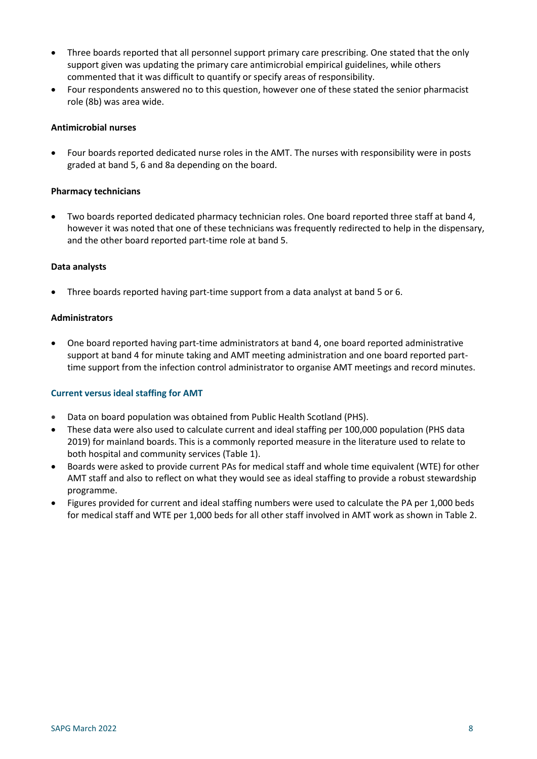- Three boards reported that all personnel support primary care prescribing. One stated that the only support given was updating the primary care antimicrobial empirical guidelines, while others commented that it was difficult to quantify or specify areas of responsibility.
- Four respondents answered no to this question, however one of these stated the senior pharmacist role (8b) was area wide.

**Antimicrobial nurses**

- Four boards reported dedicated nurse roles in the AMT. The nurses with responsibility were in posts graded at band 5, 6 and 8a depending on the board.

**Pharmacy technicians**

- Two boards reported dedicated pharmacy technician roles. One board reported three staff at band 4, however it was noted that one of these technicians was frequently redirected to help in the dispensary, and the other board reported part-time role at band 5.

**Data analysts**

- Three boards reported having part-time support from a data analyst at band 5 or 6.

**Administrators**

- One board reported having part-time administrators at band 4, one board reported administrative support at band 4 for minute taking and AMT meeting administration and one board reported part-time support from the infection control administrator to organise AMT meetings and record minutes.

### Current versus ideal staffing for AMT

- Data on board population was obtained from Public Health Scotland (PHS).
- These data were also used to calculate current and ideal staffing per 100,000 population (PHS data 2019) for mainland boards. This is a commonly reported measure in the literature used to relate to both hospital and community services (Table 1).
- Boards were asked to provide current PAs for medical staff and whole time equivalent (WTE) for other AMT staff and also to reflect on what they would see as ideal staffing to provide a robust stewardship programme.
- Figures provided for current and ideal staffing numbers were used to calculate the PA per 1,000 beds for medical staff and WTE per 1,000 beds for all other staff involved in AMT work as shown in Table 2.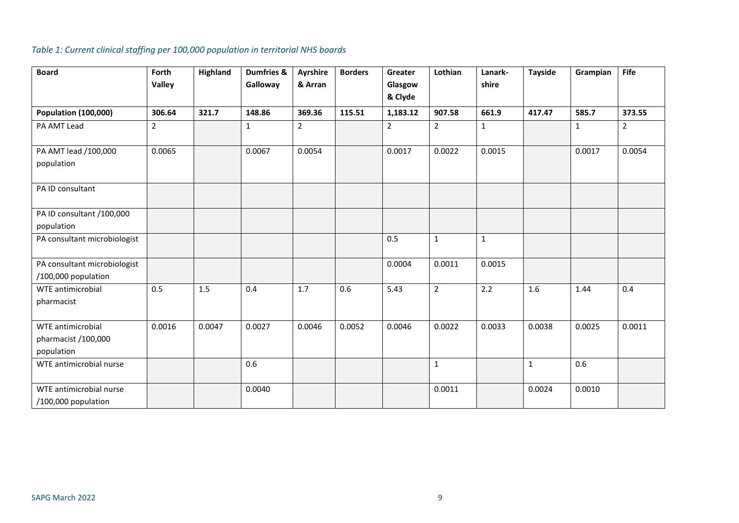*Table 1: Current clinical staffing per 100,000 population in territorial NHS boards*

| Board | Forth Valley | Highland | Dumfries & Galloway | Ayrshire & Arran | Borders | Greater Glasgow & Clyde | Lothian | Lanark-shire | Tayside | Grampian | Fife |
|---|---|---|---|---|---|---|---|---|---|---|---|
| **Population (100,000)** | **306.64** | **321.7** | **148.86** | **369.36** | **115.51** | **1,183.12** | **907.58** | **661.9** | **417.47** | **585.7** | **373.55** |
| PA AMT Lead | 2 | | 1 | 2 | | 2 | 2 | 1 | | 1 | 2 |
| PA AMT lead /100,000 population | 0.0065 | | 0.0067 | 0.0054 | | 0.0017 | 0.0022 | 0.0015 | | 0.0017 | 0.0054 |
| PA ID consultant | | | | | | | | | | | |
| PA ID consultant /100,000 population | | | | | | | | | | | |
| PA consultant microbiologist | | | | | | 0.5 | 1 | 1 | | | |
| PA consultant microbiologist /100,000 population | | | | | | 0.0004 | 0.0011 | 0.0015 | | | |
| WTE antimicrobial pharmacist | 0.5 | 1.5 | 0.4 | 1.7 | 0.6 | 5.43 | 2 | 2.2 | 1.6 | 1.44 | 0.4 |
| WTE antimicrobial pharmacist /100,000 population | 0.0016 | 0.0047 | 0.0027 | 0.0046 | 0.0052 | 0.0046 | 0.0022 | 0.0033 | 0.0038 | 0.0025 | 0.0011 |
| WTE antimicrobial nurse | | | 0.6 | | | | 1 | | 1 | 0.6 | |
| WTE antimicrobial nurse /100,000 population | | | 0.0040 | | | | 0.0011 | | 0.0024 | 0.0010 | |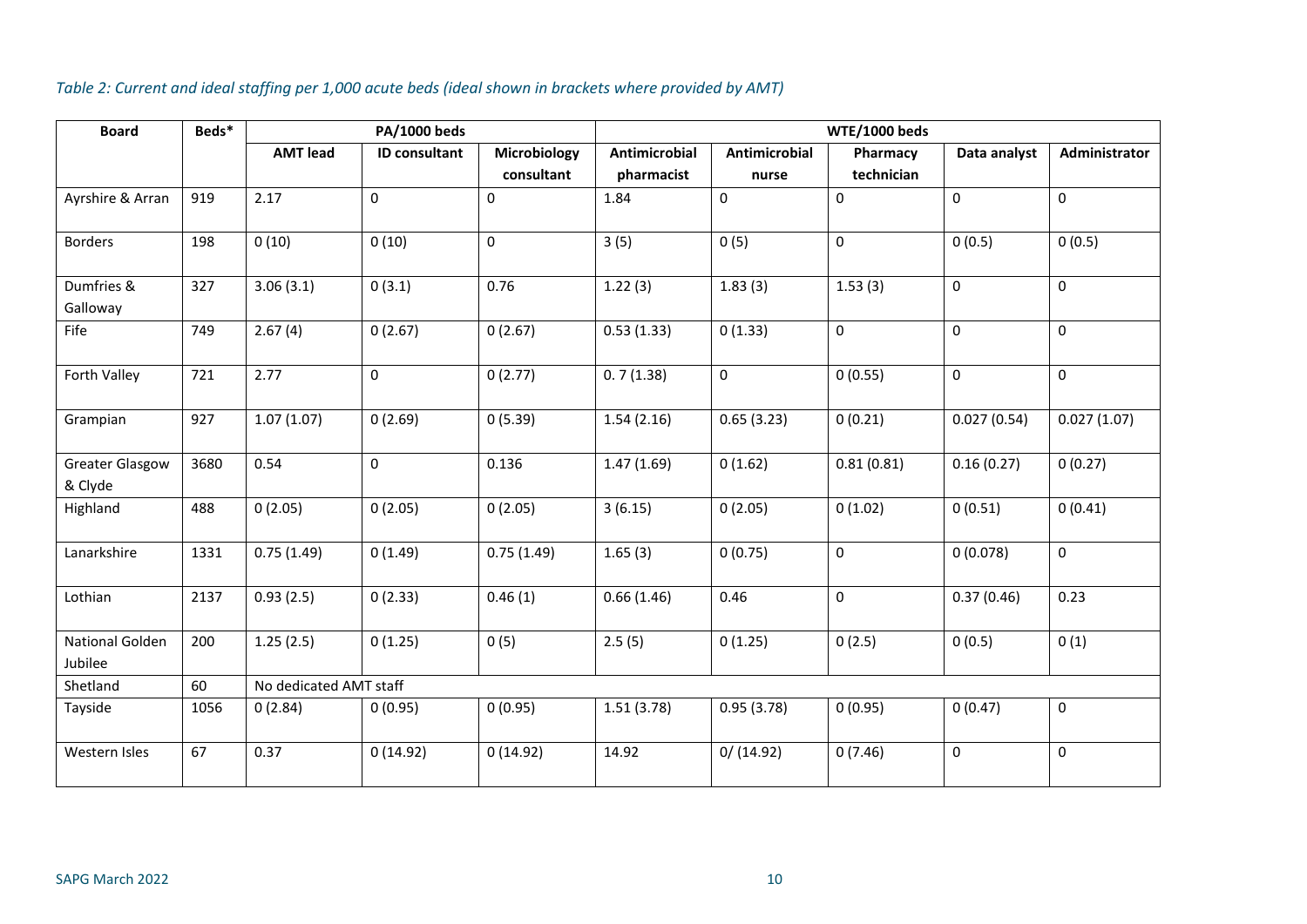*Table 2: Current and ideal staffing per 1,000 acute beds (ideal shown in brackets where provided by AMT)*

| Board | Beds* | PA/1000 beds | | | WTE/1000 beds | | | | |
|---|---|---|---|---|---|---|---|---|---|
| | | AMT lead | ID consultant | Microbiology consultant | Antimicrobial pharmacist | Antimicrobial nurse | Pharmacy technician | Data analyst | Administrator |
| Ayrshire & Arran | 919 | 2.17 | 0 | 0 | 1.84 | 0 | 0 | 0 | 0 |
| Borders | 198 | 0 (10) | 0 (10) | 0 | 3 (5) | 0 (5) | 0 | 0 (0.5) | 0 (0.5) |
| Dumfries & Galloway | 327 | 3.06 (3.1) | 0 (3.1) | 0.76 | 1.22 (3) | 1.83 (3) | 1.53 (3) | 0 | 0 |
| Fife | 749 | 2.67 (4) | 0 (2.67) | 0 (2.67) | 0.53 (1.33) | 0 (1.33) | 0 | 0 | 0 |
| Forth Valley | 721 | 2.77 | 0 | 0 (2.77) | 0. 7 (1.38) | 0 | 0 (0.55) | 0 | 0 |
| Grampian | 927 | 1.07 (1.07) | 0 (2.69) | 0 (5.39) | 1.54 (2.16) | 0.65 (3.23) | 0 (0.21) | 0.027 (0.54) | 0.027 (1.07) |
| Greater Glasgow & Clyde | 3680 | 0.54 | 0 | 0.136 | 1.47 (1.69) | 0 (1.62) | 0.81 (0.81) | 0.16 (0.27) | 0 (0.27) |
| Highland | 488 | 0 (2.05) | 0 (2.05) | 0 (2.05) | 3 (6.15) | 0 (2.05) | 0 (1.02) | 0 (0.51) | 0 (0.41) |
| Lanarkshire | 1331 | 0.75 (1.49) | 0 (1.49) | 0.75 (1.49) | 1.65 (3) | 0 (0.75) | 0 | 0 (0.078) | 0 |
| Lothian | 2137 | 0.93 (2.5) | 0 (2.33) | 0.46 (1) | 0.66 (1.46) | 0.46 | 0 | 0.37 (0.46) | 0.23 |
| National Golden Jubilee | 200 | 1.25 (2.5) | 0 (1.25) | 0 (5) | 2.5 (5) | 0 (1.25) | 0 (2.5) | 0 (0.5) | 0 (1) |
| Shetland | 60 | No dedicated AMT staff | | | | | | | |
| Tayside | 1056 | 0 (2.84) | 0 (0.95) | 0 (0.95) | 1.51 (3.78) | 0.95 (3.78) | 0 (0.95) | 0 (0.47) | 0 |
| Western Isles | 67 | 0.37 | 0 (14.92) | 0 (14.92) | 14.92 | 0/ (14.92) | 0 (7.46) | 0 | 0 |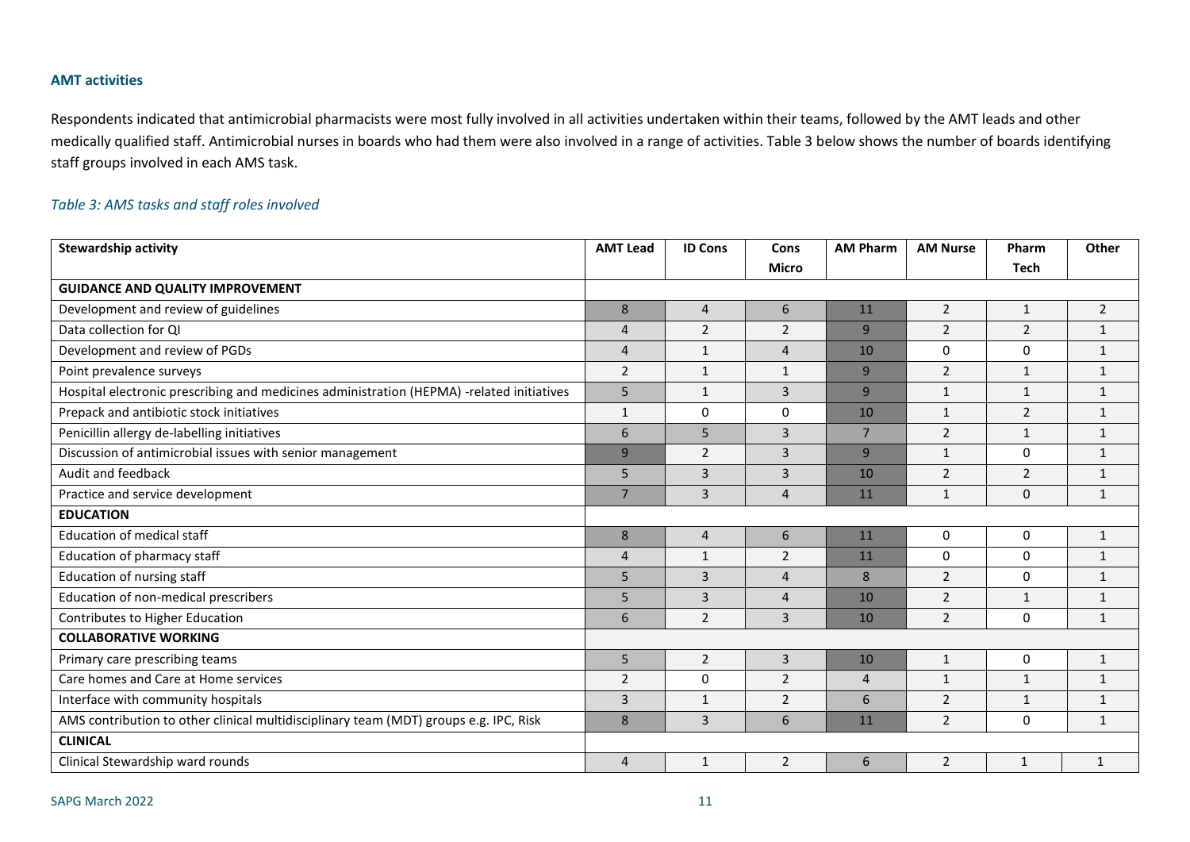### AMT activities

Respondents indicated that antimicrobial pharmacists were most fully involved in all activities undertaken within their teams, followed by the AMT leads and other medically qualified staff. Antimicrobial nurses in boards who had them were also involved in a range of activities. Table 3 below shows the number of boards identifying staff groups involved in each AMS task.

*Table 3: AMS tasks and staff roles involved*

| Stewardship activity | AMT Lead | ID Cons | Cons Micro | AM Pharm | AM Nurse | Pharm Tech | Other |
|---|---|---|---|---|---|---|---|
| **GUIDANCE AND QUALITY IMPROVEMENT** | | | | | | | |
| Development and review of guidelines | 8 | 4 | 6 | 11 | 2 | 1 | 2 |
| Data collection for QI | 4 | 2 | 2 | 9 | 2 | 2 | 1 |
| Development and review of PGDs | 4 | 1 | 4 | 10 | 0 | 0 | 1 |
| Point prevalence surveys | 2 | 1 | 1 | 9 | 2 | 1 | 1 |
| Hospital electronic prescribing and medicines administration (HEPMA) -related initiatives | 5 | 1 | 3 | 9 | 1 | 1 | 1 |
| Prepack and antibiotic stock initiatives | 1 | 0 | 0 | 10 | 1 | 2 | 1 |
| Penicillin allergy de-labelling initiatives | 6 | 5 | 3 | 7 | 2 | 1 | 1 |
| Discussion of antimicrobial issues with senior management | 9 | 2 | 3 | 9 | 1 | 0 | 1 |
| Audit and feedback | 5 | 3 | 3 | 10 | 2 | 2 | 1 |
| Practice and service development | 7 | 3 | 4 | 11 | 1 | 0 | 1 |
| **EDUCATION** | | | | | | | |
| Education of medical staff | 8 | 4 | 6 | 11 | 0 | 0 | 1 |
| Education of pharmacy staff | 4 | 1 | 2 | 11 | 0 | 0 | 1 |
| Education of nursing staff | 5 | 3 | 4 | 8 | 2 | 0 | 1 |
| Education of non-medical prescribers | 5 | 3 | 4 | 10 | 2 | 1 | 1 |
| Contributes to Higher Education | 6 | 2 | 3 | 10 | 2 | 0 | 1 |
| **COLLABORATIVE WORKING** | | | | | | | |
| Primary care prescribing teams | 5 | 2 | 3 | 10 | 1 | 0 | 1 |
| Care homes and Care at Home services | 2 | 0 | 2 | 4 | 1 | 1 | 1 |
| Interface with community hospitals | 3 | 1 | 2 | 6 | 2 | 1 | 1 |
| AMS contribution to other clinical multidisciplinary team (MDT) groups e.g. IPC, Risk | 8 | 3 | 6 | 11 | 2 | 0 | 1 |
| **CLINICAL** | | | | | | | |
| Clinical Stewardship ward rounds | 4 | 1 | 2 | 6 | 2 | 1 | 1 |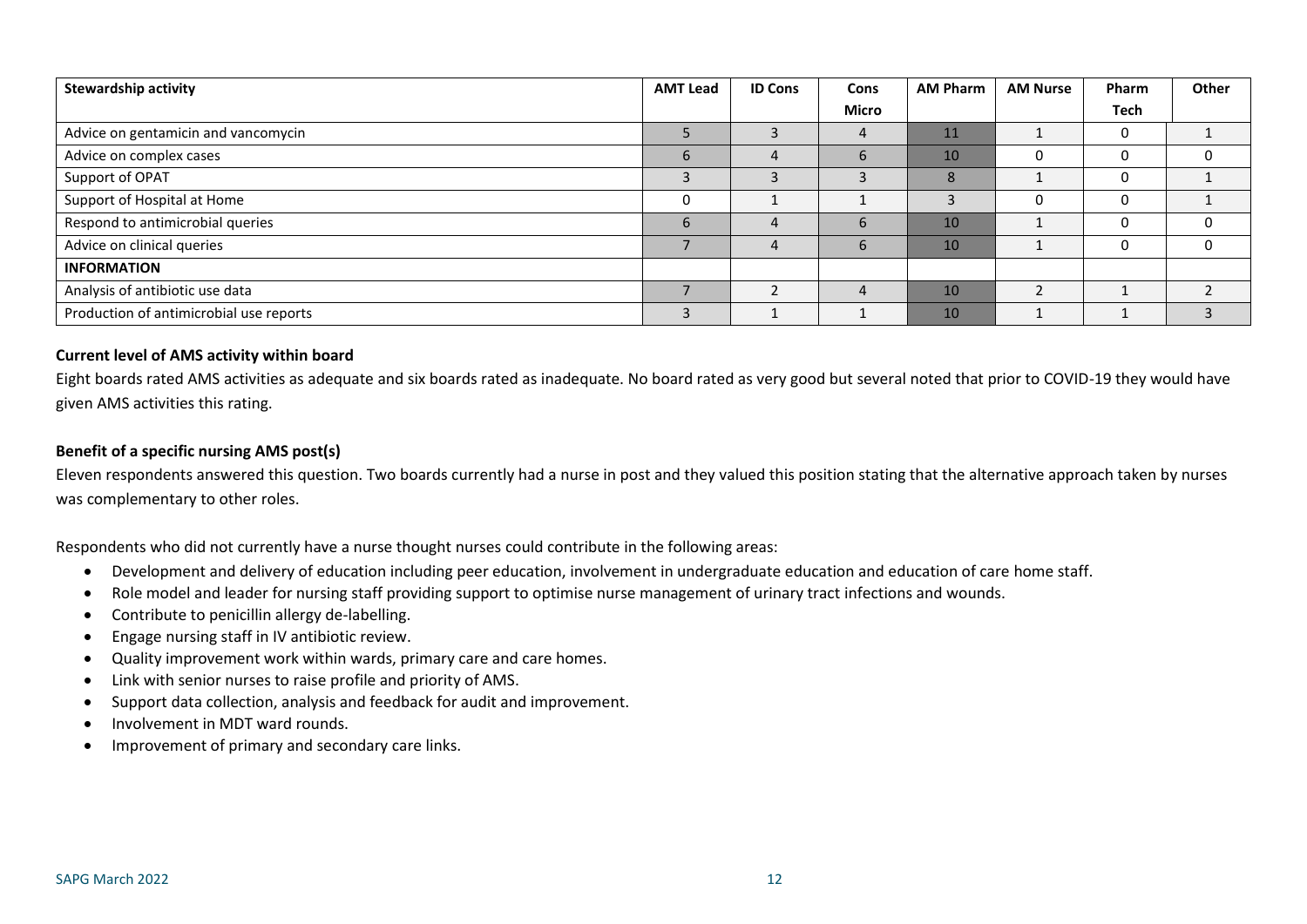| Stewardship activity | AMT Lead | ID Cons | Cons Micro | AM Pharm | AM Nurse | Pharm Tech | Other |
|---|---|---|---|---|---|---|---|
| Advice on gentamicin and vancomycin | 5 | 3 | 4 | 11 | 1 | 0 | 1 |
| Advice on complex cases | 6 | 4 | 6 | 10 | 0 | 0 | 0 |
| Support of OPAT | 3 | 3 | 3 | 8 | 1 | 0 | 1 |
| Support of Hospital at Home | 0 | 1 | 1 | 3 | 0 | 0 | 1 |
| Respond to antimicrobial queries | 6 | 4 | 6 | 10 | 1 | 0 | 0 |
| Advice on clinical queries | 7 | 4 | 6 | 10 | 1 | 0 | 0 |
| **INFORMATION** | | | | | | | |
| Analysis of antibiotic use data | 7 | 2 | 4 | 10 | 2 | 1 | 2 |
| Production of antimicrobial use reports | 3 | 1 | 1 | 10 | 1 | 1 | 3 |

**Current level of AMS activity within board**

Eight boards rated AMS activities as adequate and six boards rated as inadequate. No board rated as very good but several noted that prior to COVID-19 they would have given AMS activities this rating.

**Benefit of a specific nursing AMS post(s)**

Eleven respondents answered this question. Two boards currently had a nurse in post and they valued this position stating that the alternative approach taken by nurses was complementary to other roles.

Respondents who did not currently have a nurse thought nurses could contribute in the following areas:

- Development and delivery of education including peer education, involvement in undergraduate education and education of care home staff.
- Role model and leader for nursing staff providing support to optimise nurse management of urinary tract infections and wounds.
- Contribute to penicillin allergy de-labelling.
- Engage nursing staff in IV antibiotic review.
- Quality improvement work within wards, primary care and care homes.
- Link with senior nurses to raise profile and priority of AMS.
- Support data collection, analysis and feedback for audit and improvement.
- Involvement in MDT ward rounds.
- Improvement of primary and secondary care links.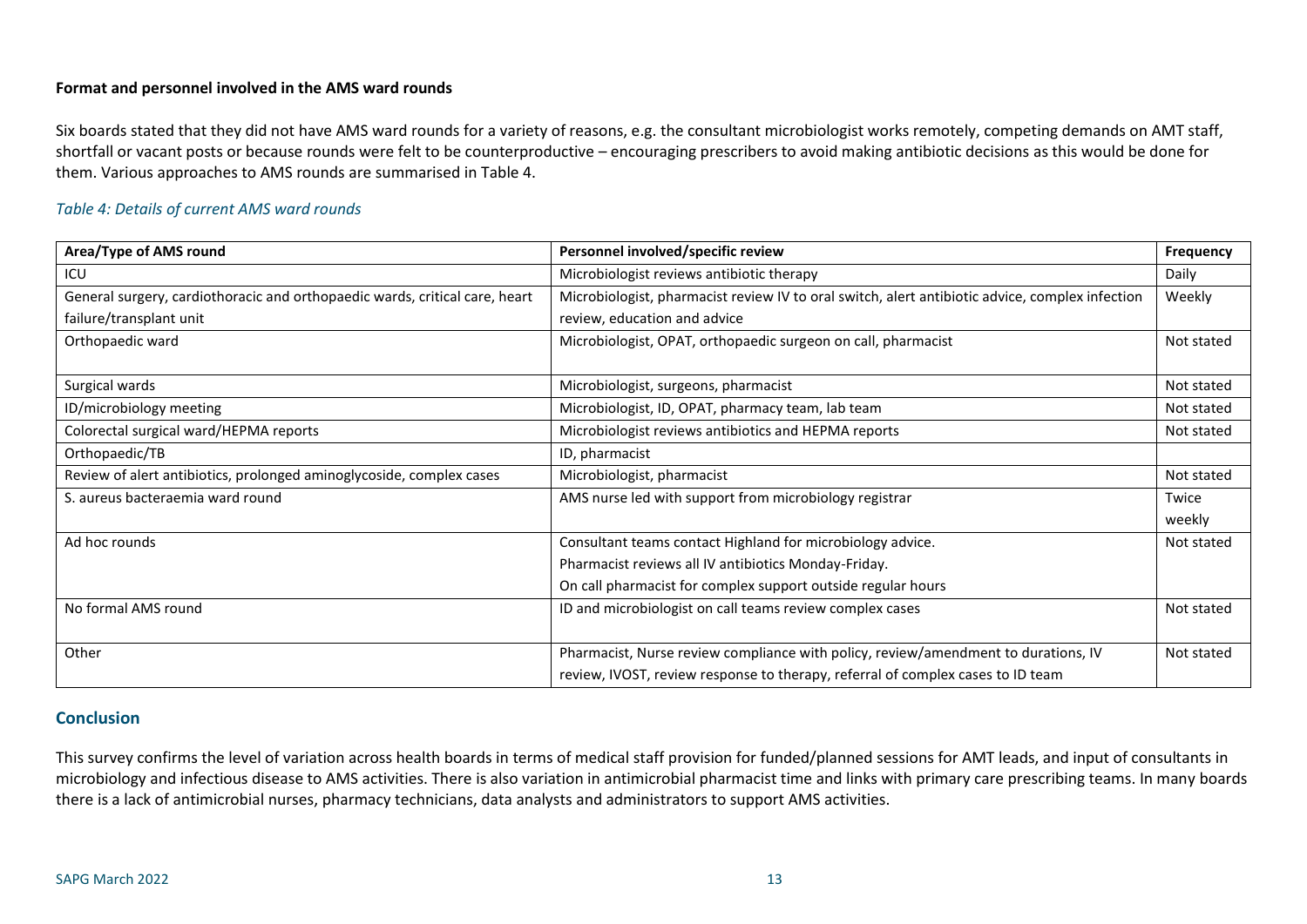**Format and personnel involved in the AMS ward rounds**

Six boards stated that they did not have AMS ward rounds for a variety of reasons, e.g. the consultant microbiologist works remotely, competing demands on AMT staff, shortfall or vacant posts or because rounds were felt to be counterproductive – encouraging prescribers to avoid making antibiotic decisions as this would be done for them. Various approaches to AMS rounds are summarised in Table 4.

*Table 4: Details of current AMS ward rounds*

| Area/Type of AMS round | Personnel involved/specific review | Frequency |
|---|---|---|
| ICU | Microbiologist reviews antibiotic therapy | Daily |
| General surgery, cardiothoracic and orthopaedic wards, critical care, heart failure/transplant unit | Microbiologist, pharmacist review IV to oral switch, alert antibiotic advice, complex infection review, education and advice | Weekly |
| Orthopaedic ward | Microbiologist, OPAT, orthopaedic surgeon on call, pharmacist | Not stated |
| Surgical wards | Microbiologist, surgeons, pharmacist | Not stated |
| ID/microbiology meeting | Microbiologist, ID, OPAT, pharmacy team, lab team | Not stated |
| Colorectal surgical ward/HEPMA reports | Microbiologist reviews antibiotics and HEPMA reports | Not stated |
| Orthopaedic/TB | ID, pharmacist | |
| Review of alert antibiotics, prolonged aminoglycoside, complex cases | Microbiologist, pharmacist | Not stated |
| S. aureus bacteraemia ward round | AMS nurse led with support from microbiology registrar | Twice weekly |
| Ad hoc rounds | Consultant teams contact Highland for microbiology advice.<br>Pharmacist reviews all IV antibiotics Monday-Friday.<br>On call pharmacist for complex support outside regular hours | Not stated |
| No formal AMS round | ID and microbiologist on call teams review complex cases | Not stated |
| Other | Pharmacist, Nurse review compliance with policy, review/amendment to durations, IV review, IVOST, review response to therapy, referral of complex cases to ID team | Not stated |

## Conclusion

This survey confirms the level of variation across health boards in terms of medical staff provision for funded/planned sessions for AMT leads, and input of consultants in microbiology and infectious disease to AMS activities. There is also variation in antimicrobial pharmacist time and links with primary care prescribing teams. In many boards there is a lack of antimicrobial nurses, pharmacy technicians, data analysts and administrators to support AMS activities.